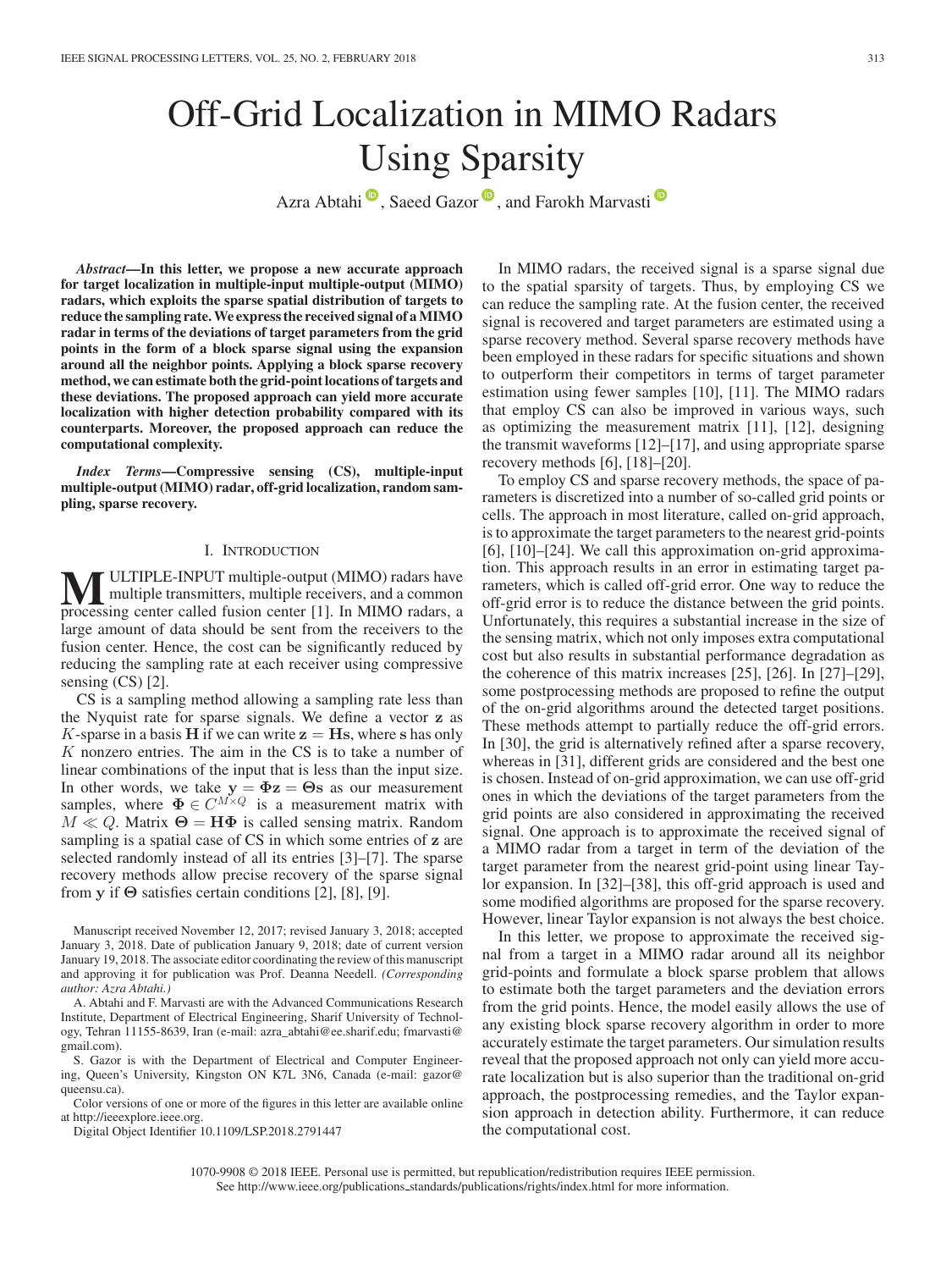# Off-Grid Localization in MIMO Radars Using Sparsity

Azra Abtahi, Saeed Gazor, and Farokh Marvasti

***Abstract*—In this letter, we propose a new accurate approach for target localization in multiple-input multiple-output (MIMO) radars, which exploits the sparse spatial distribution of targets to reduce the sampling rate. We express the received signal of a MIMO radar in terms of the deviations of target parameters from the grid points in the form of a block sparse signal using the expansion around all the neighbor points. Applying a block sparse recovery method, we can estimate both the grid-point locations of targets and these deviations. The proposed approach can yield more accurate localization with higher detection probability compared with its counterparts. Moreover, the proposed approach can reduce the computational complexity.**

***Index Terms*—Compressive sensing (CS), multiple-input multiple-output (MIMO) radar, off-grid localization, random sampling, sparse recovery.**

## I. Introduction

MULTIPLE-INPUT multiple-output (MIMO) radars have multiple transmitters, multiple receivers, and a common processing center called fusion center [1]. In MIMO radars, a large amount of data should be sent from the receivers to the fusion center. Hence, the cost can be significantly reduced by reducing the sampling rate at each receiver using compressive sensing (CS) [2].

CS is a sampling method allowing a sampling rate less than the Nyquist rate for sparse signals. We define a vector $\mathbf{z}$ as $K$-sparse in a basis $\mathbf{H}$ if we can write $\mathbf{z} = \mathbf{H}\mathbf{s}$, where $\mathbf{s}$ has only $K$ nonzero entries. The aim in the CS is to take a number of linear combinations of the input that is less than the input size. In other words, we take $\mathbf{y} = \boldsymbol{\Phi}\mathbf{z} = \boldsymbol{\Theta}\mathbf{s}$ as our measurement samples, where $\boldsymbol{\Phi} \in C^{M \times Q}$ is a measurement matrix with $M \ll Q$. Matrix $\boldsymbol{\Theta} = \mathbf{H}\boldsymbol{\Phi}$ is called sensing matrix. Random sampling is a spatial case of CS in which some entries of $\mathbf{z}$ are selected randomly instead of all its entries [3]–[7]. The sparse recovery methods allow precise recovery of the sparse signal from $\mathbf{y}$ if $\boldsymbol{\Theta}$ satisfies certain conditions [2], [8], [9].

Manuscript received November 12, 2017; revised January 3, 2018; accepted January 3, 2018. Date of publication January 9, 2018; date of current version January 19, 2018. The associate editor coordinating the review of this manuscript and approving it for publication was Prof. Deanna Needell. *(Corresponding author: Azra Abtahi.)*

A. Abtahi and F. Marvasti are with the Advanced Communications Research Institute, Department of Electrical Engineering, Sharif University of Technology, Tehran 11155-8639, Iran (e-mail: azra_abtahi@ee.sharif.edu; fmarvasti@gmail.com).

S. Gazor is with the Department of Electrical and Computer Engineering, Queen's University, Kingston ON K7L 3N6, Canada (e-mail: gazor@queensu.ca).

Color versions of one or more of the figures in this letter are available online at http://ieeexplore.ieee.org.

Digital Object Identifier 10.1109/LSP.2018.2791447

In MIMO radars, the received signal is a sparse signal due to the spatial sparsity of targets. Thus, by employing CS we can reduce the sampling rate. At the fusion center, the received signal is recovered and target parameters are estimated using a sparse recovery method. Several sparse recovery methods have been employed in these radars for specific situations and shown to outperform their competitors in terms of target parameter estimation using fewer samples [10], [11]. The MIMO radars that employ CS can also be improved in various ways, such as optimizing the measurement matrix [11], [12], designing the transmit waveforms [12]–[17], and using appropriate sparse recovery methods [6], [18]–[20].

To employ CS and sparse recovery methods, the space of parameters is discretized into a number of so-called grid points or cells. The approach in most literature, called on-grid approach, is to approximate the target parameters to the nearest grid-points [6], [10]–[24]. We call this approximation on-grid approximation. This approach results in an error in estimating target parameters, which is called off-grid error. One way to reduce the off-grid error is to reduce the distance between the grid points. Unfortunately, this requires a substantial increase in the size of the sensing matrix, which not only imposes extra computational cost but also results in substantial performance degradation as the coherence of this matrix increases [25], [26]. In [27]–[29], some postprocessing methods are proposed to refine the output of the on-grid algorithms around the detected target positions. These methods attempt to partially reduce the off-grid errors. In [30], the grid is alternatively refined after a sparse recovery, whereas in [31], different grids are considered and the best one is chosen. Instead of on-grid approximation, we can use off-grid ones in which the deviations of the target parameters from the grid points are also considered in approximating the received signal. One approach is to approximate the received signal of a MIMO radar from a target in term of the deviation of the target parameter from the nearest grid-point using linear Taylor expansion. In [32]–[38], this off-grid approach is used and some modified algorithms are proposed for the sparse recovery. However, linear Taylor expansion is not always the best choice.

In this letter, we propose to approximate the received signal from a target in a MIMO radar around all its neighbor grid-points and formulate a block sparse problem that allows to estimate both the target parameters and the deviation errors from the grid points. Hence, the model easily allows the use of any existing block sparse recovery algorithm in order to more accurately estimate the target parameters. Our simulation results reveal that the proposed approach not only can yield more accurate localization but is also superior than the traditional on-grid approach, the postprocessing remedies, and the Taylor expansion approach in detection ability. Furthermore, it can reduce the computational cost.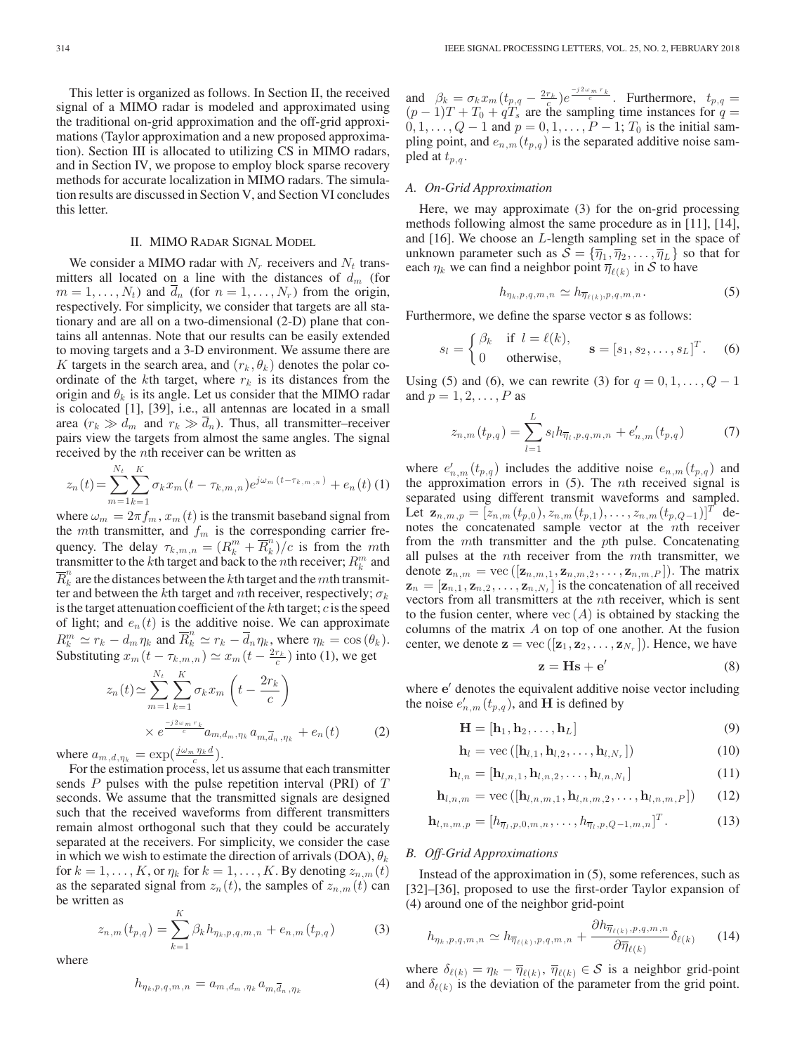This letter is organized as follows. In Section II, the received signal of a MIMO radar is modeled and approximated using the traditional on-grid approximation and the off-grid approximations (Taylor approximation and a new proposed approximation). Section III is allocated to utilizing CS in MIMO radars, and in Section IV, we propose to employ block sparse recovery methods for accurate localization in MIMO radars. The simulation results are discussed in Section V, and Section VI concludes this letter.

## II. MIMO Radar Signal Model

We consider a MIMO radar with $N_r$ receivers and $N_t$ transmitters all located on a line with the distances of $d_m$ (for $m = 1, \ldots, N_t$) and $\overline{d}_n$ (for $n = 1, \ldots, N_r$) from the origin, respectively. For simplicity, we consider that targets are all stationary and are all on a two-dimensional (2-D) plane that contains all antennas. Note that our results can be easily extended to moving targets and a 3-D environment. We assume there are $K$ targets in the search area, and $(r_k, \theta_k)$ denotes the polar coordinate of the $k$th target, where $r_k$ is its distances from the origin and $\theta_k$ is its angle. Let us consider that the MIMO radar is colocated [1], [39], i.e., all antennas are located in a small area ($r_k \gg d_m$ and $r_k \gg \overline{d}_n$). Thus, all transmitter–receiver pairs view the targets from almost the same angles. The signal received by the $n$th receiver can be written as

$$z_n(t) = \sum_{m=1}^{N_t} \sum_{k=1}^{K} \sigma_k x_m(t - \tau_{k,m,n}) e^{j\omega_m(t - \tau_{k,m,n})} + e_n(t) \quad (1)$$

where $\omega_m = 2\pi f_m$, $x_m(t)$ is the transmit baseband signal from the $m$th transmitter, and $f_m$ is the corresponding carrier frequency. The delay $\tau_{k,m,n} = (R_k^m + \overline{R}_k^n)/c$ is from the $m$th transmitter to the $k$th target and back to the $n$th receiver; $R_k^m$ and $\overline{R}_k^n$ are the distances between the $k$th target and the $m$th transmitter and between the $k$th target and $n$th receiver, respectively; $\sigma_k$ is the target attenuation coefficient of the $k$th target; $c$ is the speed of light; and $e_n(t)$ is the additive noise. We can approximate $R_k^m \simeq r_k - d_m \eta_k$ and $\overline{R}_k^n \simeq r_k - \overline{d}_n \eta_k$, where $\eta_k = \cos(\theta_k)$. Substituting $x_m(t - \tau_{k,m,n}) \simeq x_m(t - \frac{2r_k}{c})$ into (1), we get

$$z_n(t) \simeq \sum_{m=1}^{N_t} \sum_{k=1}^{K} \sigma_k x_m\left(t - \frac{2r_k}{c}\right) \times e^{\frac{-j2\omega_m r_k}{c}} a_{m,d_m,\eta_k} a_{m,\overline{d}_n,\eta_k} + e_n(t) \quad (2)$$

where $a_{m,d,\eta_k} = \exp(\frac{j\omega_m \eta_k d}{c})$.

For the estimation process, let us assume that each transmitter sends $P$ pulses with the pulse repetition interval (PRI) of $T$ seconds. We assume that the transmitted signals are designed such that the received waveforms from different transmitters remain almost orthogonal such that they could be accurately separated at the receivers. For simplicity, we consider the case in which we wish to estimate the direction of arrivals (DOA), $\theta_k$ for $k = 1, \ldots, K$, or $\eta_k$ for $k = 1, \ldots, K$. By denoting $z_{n,m}(t)$ as the separated signal from $z_n(t)$, the samples of $z_{n,m}(t)$ can be written as

$$z_{n,m}(t_{p,q}) = \sum_{k=1}^{K} \beta_k h_{\eta_k,p,q,m,n} + e_{n,m}(t_{p,q}) \quad (3)$$

where

$$h_{\eta_k,p,q,m,n} = a_{m,d_m,\eta_k} a_{m,\overline{d}_n,\eta_k} \quad (4)$$

and $\beta_k = \sigma_k x_m(t_{p,q} - \frac{2r_k}{c}) e^{\frac{-j2\omega_m r_k}{c}}$. Furthermore, $t_{p,q} = (p-1)T + T_0 + qT_s$ are the sampling time instances for $q = 0, 1, \ldots, Q-1$ and $p = 0, 1, \ldots, P-1$; $T_0$ is the initial sampling point, and $e_{n,m}(t_{p,q})$ is the separated additive noise sampled at $t_{p,q}$.

### A. On-Grid Approximation

Here, we may approximate (3) for the on-grid processing methods following almost the same procedure as in [11], [14], and [16]. We choose an $L$-length sampling set in the space of unknown parameter such as $\mathcal{S} = \{\overline{\eta}_1, \overline{\eta}_2, \ldots, \overline{\eta}_L\}$ so that for each $\eta_k$ we can find a neighbor point $\overline{\eta}_{\ell(k)}$ in $\mathcal{S}$ to have

$$h_{\eta_k,p,q,m,n} \simeq h_{\overline{\eta}_{\ell(k)},p,q,m,n}. \quad (5)$$

Furthermore, we define the sparse vector $\mathbf{s}$ as follows:

$$s_l = \begin{cases} \beta_k & \text{if } l = \ell(k), \\ 0 & \text{otherwise}, \end{cases} \qquad \mathbf{s} = [s_1, s_2, \ldots, s_L]^T. \quad (6)$$

Using (5) and (6), we can rewrite (3) for $q = 0, 1, \ldots, Q-1$ and $p = 1, 2, \ldots, P$ as

$$z_{n,m}(t_{p,q}) = \sum_{l=1}^{L} s_l h_{\overline{\eta}_l,p,q,m,n} + e'_{n,m}(t_{p,q}) \quad (7)$$

where $e'_{n,m}(t_{p,q})$ includes the additive noise $e_{n,m}(t_{p,q})$ and the approximation errors in (5). The $n$th received signal is separated using different transmit waveforms and sampled. Let $\mathbf{z}_{n,m,p} = [z_{n,m}(t_{p,0}), z_{n,m}(t_{p,1}), \ldots, z_{n,m}(t_{p,Q-1})]^T$ denotes the concatenated sample vector at the $n$th receiver from the $m$th transmitter and the $p$th pulse. Concatenating all pulses at the $n$th receiver from the $m$th transmitter, we denote $\mathbf{z}_{n,m} = \text{vec}([\mathbf{z}_{n,m,1}, \mathbf{z}_{n,m,2}, \ldots, \mathbf{z}_{n,m,P}])$. The matrix $\mathbf{z}_n = [\mathbf{z}_{n,1}, \mathbf{z}_{n,2}, \ldots, \mathbf{z}_{n,N_t}]$ is the concatenation of all received vectors from all transmitters at the $n$th receiver, which is sent to the fusion center, where $\text{vec}(A)$ is obtained by stacking the columns of the matrix $A$ on top of one another. At the fusion center, we denote $\mathbf{z} = \text{vec}([\mathbf{z}_1, \mathbf{z}_2, \ldots, \mathbf{z}_{N_r}])$. Hence, we have

$$\mathbf{z} = \mathbf{H}\mathbf{s} + \mathbf{e}' \quad (8)$$

where $\mathbf{e}'$ denotes the equivalent additive noise vector including the noise $e'_{n,m}(t_{p,q})$, and $\mathbf{H}$ is defined by

$$\mathbf{H} = [\mathbf{h}_1, \mathbf{h}_2, \ldots, \mathbf{h}_L] \quad (9)$$

$$\mathbf{h}_l = \text{vec}([\mathbf{h}_{l,1}, \mathbf{h}_{l,2}, \ldots, \mathbf{h}_{l,N_r}]) \quad (10)$$

$$\mathbf{h}_{l,n} = [\mathbf{h}_{l,n,1}, \mathbf{h}_{l,n,2}, \ldots, \mathbf{h}_{l,n,N_t}] \quad (11)$$

$$\mathbf{h}_{l,n,m} = \text{vec}([\mathbf{h}_{l,n,m,1}, \mathbf{h}_{l,n,m,2}, \ldots, \mathbf{h}_{l,n,m,P}]) \quad (12)$$

$$\mathbf{h}_{l,n,m,p} = [h_{\overline{\eta}_l,p,0,m,n}, \ldots, h_{\overline{\eta}_l,p,Q-1,m,n}]^T. \quad (13)$$

### B. Off-Grid Approximations

Instead of the approximation in (5), some references, such as [32]–[36], proposed to use the first-order Taylor expansion of (4) around one of the neighbor grid-point

$$h_{\eta_k,p,q,m,n} \simeq h_{\overline{\eta}_{\ell(k)},p,q,m,n} + \frac{\partial h_{\overline{\eta}_{\ell(k)},p,q,m,n}}{\partial \overline{\eta}_{\ell(k)}} \delta_{\ell(k)} \quad (14)$$

where $\delta_{\ell(k)} = \eta_k - \overline{\eta}_{\ell(k)}$, $\overline{\eta}_{\ell(k)} \in \mathcal{S}$ is a neighbor grid-point and $\delta_{\ell(k)}$ is the deviation of the parameter from the grid point.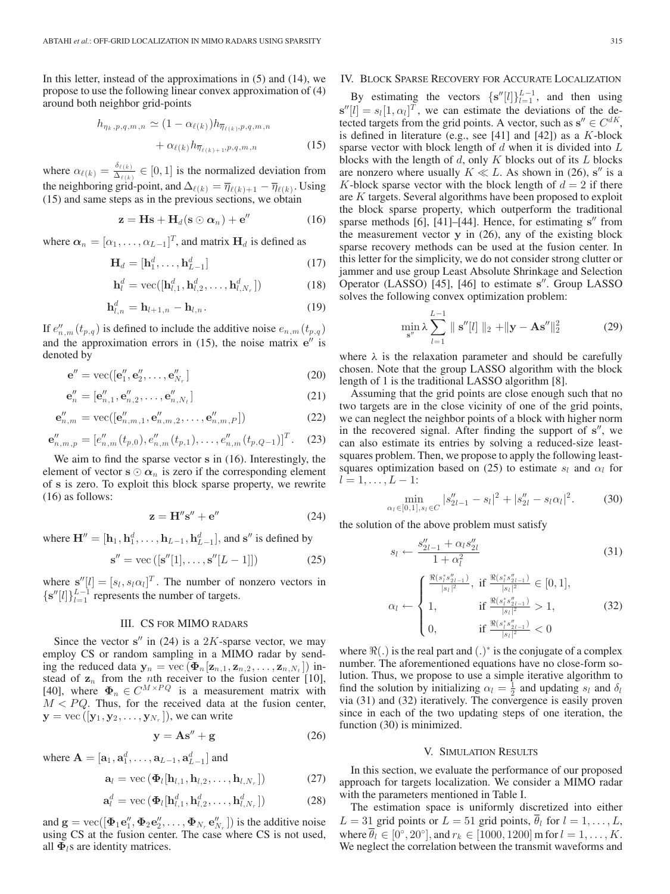In this letter, instead of the approximations in (5) and (14), we propose to use the following linear convex approximation of (4) around both neighbor grid-points

$$h_{\eta_k,p,q,m,n} \simeq (1-\alpha_{\ell(k)})h_{\overline{\eta}_{\ell(k)},p,q,m,n} + \alpha_{\ell(k)}h_{\overline{\eta}_{\ell(k)+1},p,q,m,n} \tag{15}$$

where $\alpha_{\ell(k)} = \frac{\delta_{\ell(k)}}{\Delta_{\ell(k)}} \in [0,1]$ is the normalized deviation from the neighboring grid-point, and $\Delta_{\ell(k)} = \overline{\eta}_{\ell(k)+1} - \overline{\eta}_{\ell(k)}$. Using (15) and same steps as in the previous sections, we obtain

$$\mathbf{z} = \mathbf{H}\mathbf{s} + \mathbf{H}_d(\mathbf{s}\odot\boldsymbol{\alpha}_n) + \mathbf{e}'' \tag{16}$$

where $\boldsymbol{\alpha}_n = [\alpha_1,\ldots,\alpha_{L-1}]^T$, and matrix $\mathbf{H}_d$ is defined as

$$\mathbf{H}_d = [\mathbf{h}_1^d,\ldots,\mathbf{h}_{L-1}^d] \tag{17}$$

$$\mathbf{h}_l^d = \text{vec}([\mathbf{h}_{l,1}^d,\mathbf{h}_{l,2}^d,\ldots,\mathbf{h}_{l,N_r}^d]) \tag{18}$$

$$\mathbf{h}_{l,n}^d = \mathbf{h}_{l+1,n} - \mathbf{h}_{l,n}. \tag{19}$$

If $e''_{n,m}(t_{p,q})$ is defined to include the additive noise $e_{n,m}(t_{p,q})$ and the approximation errors in (15), the noise matrix $\mathbf{e}''$ is denoted by

$$\mathbf{e}'' = \text{vec}([\mathbf{e}''_1,\mathbf{e}''_2,\ldots,\mathbf{e}''_{N_r}] \tag{20}$$

$$\mathbf{e}''_n = [\mathbf{e}''_{n,1},\mathbf{e}''_{n,2},\ldots,\mathbf{e}''_{n,N_t}] \tag{21}$$

$$\mathbf{e}''_{n,m} = \text{vec}([\mathbf{e}''_{n,m,1},\mathbf{e}''_{n,m,2},\ldots,\mathbf{e}''_{n,m,P}]) \tag{22}$$

$$\mathbf{e}''_{n,m,p} = [e''_{n,m}(t_{p,0}),e''_{n,m}(t_{p,1}),\ldots,e''_{n,m}(t_{p,Q-1})]^T. \tag{23}$$

We aim to find the sparse vector $\mathbf{s}$ in (16). Interestingly, the element of vector $\mathbf{s}\odot\boldsymbol{\alpha}_n$ is zero if the corresponding element of $\mathbf{s}$ is zero. To exploit this block sparse property, we rewrite (16) as follows:

$$\mathbf{z} = \mathbf{H}''\mathbf{s}'' + \mathbf{e}'' \tag{24}$$

where $\mathbf{H}'' = [\mathbf{h}_1,\mathbf{h}_1^d,\ldots,\mathbf{h}_{L-1},\mathbf{h}_{L-1}^d]$, and $\mathbf{s}''$ is defined by

$$\mathbf{s}'' = \text{vec}\left([\mathbf{s}''[1],\ldots,\mathbf{s}''[L-1]]\right) \tag{25}$$

where $\mathbf{s}''[l] = [s_l, s_l\alpha_l]^T$. The number of nonzero vectors in $\{\mathbf{s}''[l]\}_{l=1}^{L-1}$ represents the number of targets.

## III. CS for MIMO Radars

Since the vector $\mathbf{s}''$ in (24) is a $2K$-sparse vector, we may employ CS or random sampling in a MIMO radar by sending the reduced data $\mathbf{y}_n = \text{vec}\left(\boldsymbol{\Phi}_n[\mathbf{z}_{n,1},\mathbf{z}_{n,2},\ldots,\mathbf{z}_{n,N_t}]\right)$ instead of $\mathbf{z}_n$ from the $n$th receiver to the fusion center [10], [40], where $\boldsymbol{\Phi}_n \in C^{M\times PQ}$ is a measurement matrix with $M < PQ$. Thus, for the received data at the fusion center, $\mathbf{y} = \text{vec}\left([\mathbf{y}_1,\mathbf{y}_2,\ldots,\mathbf{y}_{N_r}]\right)$, we can write

$$\mathbf{y} = \mathbf{A}\mathbf{s}'' + \mathbf{g} \tag{26}$$

where $\mathbf{A} = [\mathbf{a}_1,\mathbf{a}_1^d,\ldots,\mathbf{a}_{L-1},\mathbf{a}_{L-1}^d]$ and

$$\mathbf{a}_l = \text{vec}\left(\boldsymbol{\Phi}_l[\mathbf{h}_{l,1},\mathbf{h}_{l,2},\ldots,\mathbf{h}_{l,N_r}]\right) \tag{27}$$

$$\mathbf{a}_l^d = \text{vec}\left(\boldsymbol{\Phi}_l[\mathbf{h}_{l,1}^d,\mathbf{h}_{l,2}^d,\ldots,\mathbf{h}_{l,N_r}^d]\right) \tag{28}$$

and $\mathbf{g} = \text{vec}([\boldsymbol{\Phi}_1\mathbf{e}''_1,\boldsymbol{\Phi}_2\mathbf{e}''_2,\ldots,\boldsymbol{\Phi}_{N_r}\mathbf{e}''_{N_r}])$ is the additive noise using CS at the fusion center. The case where CS is not used, all $\boldsymbol{\Phi}_l$s are identity matrices.

## IV. Block Sparse Recovery for Accurate Localization

By estimating the vectors $\{\mathbf{s}''[l]\}_{l=1}^{L-1}$, and then using $\mathbf{s}''[l] = s_l[1,\alpha_l]^T$, we can estimate the deviations of the detected targets from the grid points. A vector, such as $\mathbf{s}'' \in C^{dK}$, is defined in literature (e.g., see [41] and [42]) as a $K$-block sparse vector with block length of $d$ when it is divided into $L$ blocks with the length of $d$, only $K$ blocks out of its $L$ blocks are nonzero where usually $K \ll L$. As shown in (26), $\mathbf{s}''$ is a $K$-block sparse vector with the block length of $d = 2$ if there are $K$ targets. Several algorithms have been proposed to exploit the block sparse property, which outperform the traditional sparse methods [6], [41]–[44]. Hence, for estimating $\mathbf{s}''$ from the measurement vector $\mathbf{y}$ in (26), any of the existing block sparse recovery methods can be used at the fusion center. In this letter for the simplicity, we do not consider strong clutter or jammer and use group Least Absolute Shrinkage and Selection Operator (LASSO) [45], [46] to estimate $\mathbf{s}''$. Group LASSO solves the following convex optimization problem:

$$\min_{\mathbf{s}''} \lambda \sum_{l=1}^{L-1} \parallel \mathbf{s}''[l] \parallel_2 + \|\mathbf{y} - \mathbf{A}\mathbf{s}''\|_2^2 \tag{29}$$

where $\lambda$ is the relaxation parameter and should be carefully chosen. Note that the group LASSO algorithm with the block length of 1 is the traditional LASSO algorithm [8].

Assuming that the grid points are close enough such that no two targets are in the close vicinity of one of the grid points, we can neglect the neighbor points of a block with higher norm in the recovered signal. After finding the support of $\mathbf{s}''$, we can also estimate its entries by solving a reduced-size least-squares problem. Then, we propose to apply the following least-squares optimization based on (25) to estimate $s_l$ and $\alpha_l$ for $l = 1,\ldots,L-1$:

$$\min_{\alpha_l\in[0,1], s_l\in C} |s''_{2l-1} - s_l|^2 + |s''_{2l} - s_l\alpha_l|^2. \tag{30}$$

the solution of the above problem must satisfy

$$s_l \leftarrow \frac{s''_{2l-1} + \alpha_l s''_{2l}}{1+\alpha_l^2} \tag{31}$$

$$\alpha_l \leftarrow \begin{cases} \frac{\Re(s_l^* s''_{2l-1})}{|s_l|^2}, & \text{if } \frac{\Re(s_l^* s''_{2l-1})}{|s_l|^2} \in [0,1], \\ 1, & \text{if } \frac{\Re(s_l^* s''_{2l-1})}{|s_l|^2} > 1, \\ 0, & \text{if } \frac{\Re(s_l^* s''_{2l-1})}{|s_l|^2} < 0 \end{cases} \tag{32}$$

where $\Re(.)$ is the real part and $(.)^*$ is the conjugate of a complex number. The aforementioned equations have no close-form solution. Thus, we propose to use a simple iterative algorithm to find the solution by initializing $\alpha_l = \frac{1}{2}$ and updating $s_l$ and $\delta_l$ via (31) and (32) iteratively. The convergence is easily proven since in each of the two updating steps of one iteration, the function (30) is minimized.

## V. Simulation Results

In this section, we evaluate the performance of our proposed approach for targets localization. We consider a MIMO radar with the parameters mentioned in Table I.

The estimation space is uniformly discretized into either $L = 31$ grid points or $L = 51$ grid points, $\overline{\theta}_l$ for $l = 1,\ldots,L$, where $\overline{\theta}_l \in [0^\circ, 20^\circ]$, and $r_k \in [1000, 1200]$ m for $l = 1,\ldots,K$. We neglect the correlation between the transmit waveforms and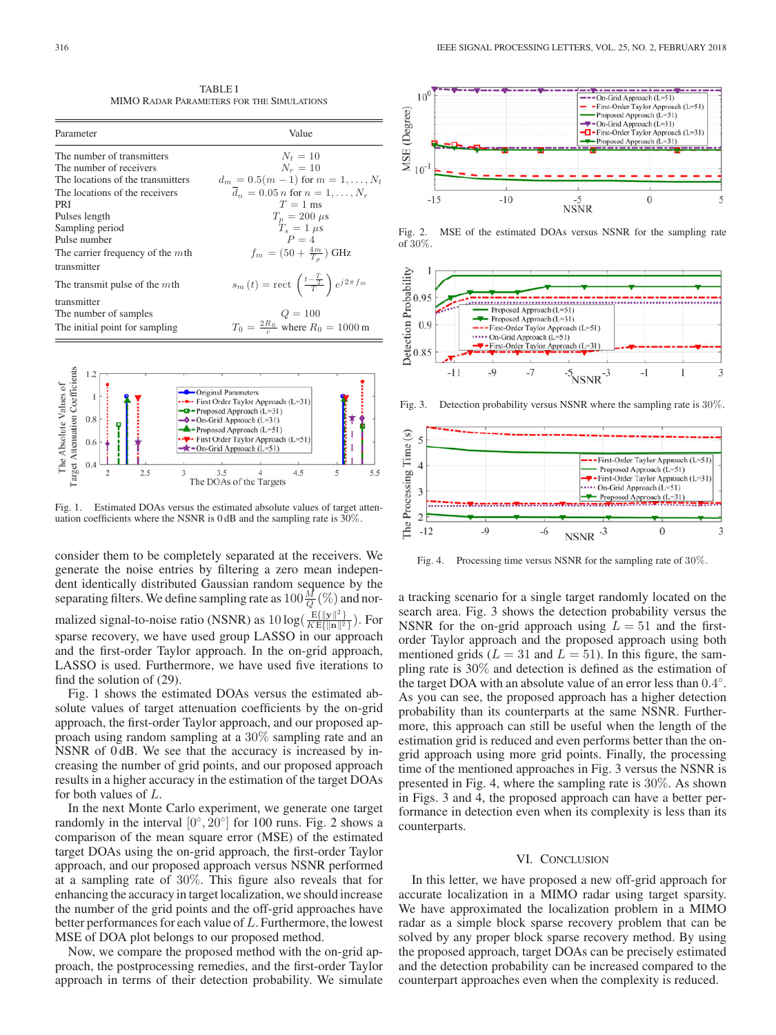TABLE I
MIMO Radar Parameters for the Simulations

| Parameter | Value |
|---|---|
| The number of transmitters | $N_t = 10$ |
| The number of receivers | $N_r = 10$ |
| The locations of the transmitters | $d_m = 0.5(m-1)$ for $m = 1, \ldots, N_t$ |
| The locations of the receivers | $\bar{d}_n = 0.05\, n$ for $n = 1, \ldots, N_r$ |
| PRI | $T = 1$ ms |
| Pulses length | $T_p = 200\ \mu$s |
| Sampling period | $T_s = 1\ \mu$s |
| Pulse number | $P = 4$ |
| The carrier frequency of the $m$th transmitter | $f_m = (50 + \frac{4m}{T_p})$ GHz |
| The transmit pulse of the $m$th transmitter | $s_m(t) = \text{rect}\left(\frac{t - \frac{T}{2}}{T}\right) e^{j2\pi f_m}$ |
| The number of samples | $Q = 100$ |
| The initial point for sampling | $T_0 = \frac{2R_0}{c}$ where $R_0 = 1000$ m |

Fig. 1. Estimated DOAs versus the estimated absolute values of target attenuation coefficients where the NSNR is 0 dB and the sampling rate is 30%.

consider them to be completely separated at the receivers. We generate the noise entries by filtering a zero mean independent identically distributed Gaussian random sequence by the separating filters. We define sampling rate as $100\frac{M}{Q}(\%)$ and normalized signal-to-noise ratio (NSNR) as $10\log(\frac{\text{E}\{\|\mathbf{y}\|^2\}}{K\text{E}\{\|\mathbf{n}\|^2\}})$. For sparse recovery, we have used group LASSO in our approach and the first-order Taylor approach. In the on-grid approach, LASSO is used. Furthermore, we have used five iterations to find the solution of (29).

Fig. 1 shows the estimated DOAs versus the estimated absolute values of target attenuation coefficients by the on-grid approach, the first-order Taylor approach, and our proposed approach using random sampling at a 30% sampling rate and an NSNR of 0 dB. We see that the accuracy is increased by increasing the number of grid points, and our proposed approach results in a higher accuracy in the estimation of the target DOAs for both values of $L$.

In the next Monte Carlo experiment, we generate one target randomly in the interval $[0^\circ, 20^\circ]$ for 100 runs. Fig. 2 shows a comparison of the mean square error (MSE) of the estimated target DOAs using the on-grid approach, the first-order Taylor approach, and our proposed approach versus NSNR performed at a sampling rate of 30%. This figure also reveals that for enhancing the accuracy in target localization, we should increase the number of the grid points and the off-grid approaches have better performances for each value of $L$. Furthermore, the lowest MSE of DOA plot belongs to our proposed method.

Now, we compare the proposed method with the on-grid approach, the postprocessing remedies, and the first-order Taylor approach in terms of their detection probability. We simulate

Fig. 2. MSE of the estimated DOAs versus NSNR for the sampling rate of 30%.

Fig. 3. Detection probability versus NSNR where the sampling rate is 30%.

Fig. 4. Processing time versus NSNR for the sampling rate of 30%.

a tracking scenario for a single target randomly located on the search area. Fig. 3 shows the detection probability versus the NSNR for the on-grid approach using $L = 51$ and the first-order Taylor approach and the proposed approach using both mentioned grids ($L = 31$ and $L = 51$). In this figure, the sampling rate is 30% and detection is defined as the estimation of the target DOA with an absolute value of an error less than $0.4^\circ$. As you can see, the proposed approach has a higher detection probability than its counterparts at the same NSNR. Furthermore, this approach can still be useful when the length of the estimation grid is reduced and even performs better than the on-grid approach using more grid points. Finally, the processing time of the mentioned approaches in Fig. 3 versus the NSNR is presented in Fig. 4, where the sampling rate is 30%. As shown in Figs. 3 and 4, the proposed approach can have a better performance in detection even when its complexity is less than its counterparts.

## VI. Conclusion

In this letter, we have proposed a new off-grid approach for accurate localization in a MIMO radar using target sparsity. We have approximated the localization problem in a MIMO radar as a simple block sparse recovery problem that can be solved by any proper block sparse recovery method. By using the proposed approach, target DOAs can be precisely estimated and the detection probability can be increased compared to the counterpart approaches even when the complexity is reduced.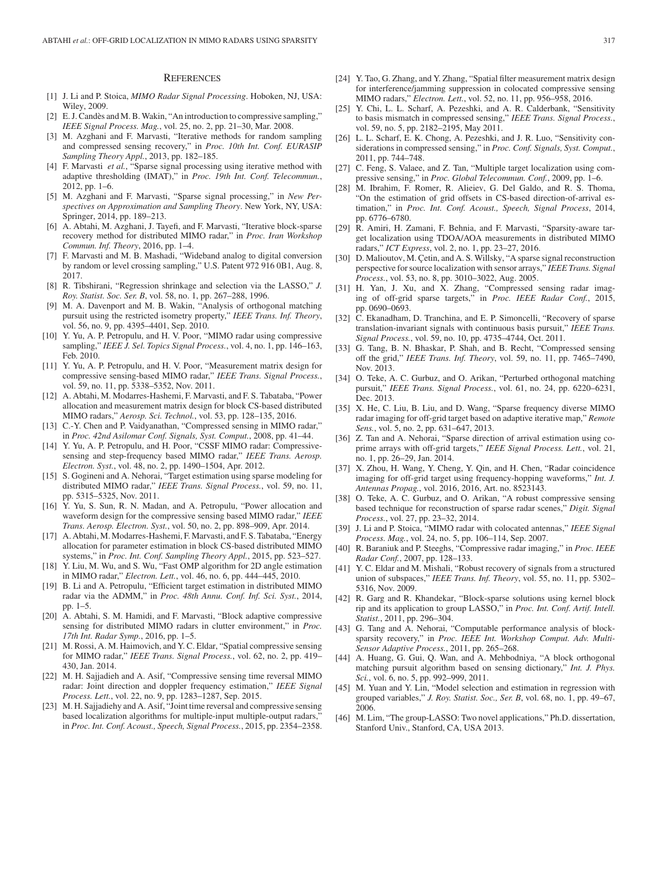## References

[1] J. Li and P. Stoica, *MIMO Radar Signal Processing*. Hoboken, NJ, USA: Wiley, 2009.

[2] E. J. Candès and M. B. Wakin, "An introduction to compressive sampling," *IEEE Signal Process. Mag.*, vol. 25, no. 2, pp. 21–30, Mar. 2008.

[3] M. Azghani and F. Marvasti, "Iterative methods for random sampling and compressed sensing recovery," in *Proc. 10th Int. Conf. EURASIP Sampling Theory Appl.*, 2013, pp. 182–185.

[4] F. Marvasti *et al.*, "Sparse signal processing using iterative method with adaptive thresholding (IMAT)," in *Proc. 19th Int. Conf. Telecommun.*, 2012, pp. 1–6.

[5] M. Azghani and F. Marvasti, "Sparse signal processing," in *New Perspectives on Approximation and Sampling Theory*. New York, NY, USA: Springer, 2014, pp. 189–213.

[6] A. Abtahi, M. Azghani, J. Tayefi, and F. Marvasti, "Iterative block-sparse recovery method for distributed MIMO radar," in *Proc. Iran Workshop Commun. Inf. Theory*, 2016, pp. 1–4.

[7] F. Marvasti and M. B. Mashadi, "Wideband analog to digital conversion by random or level crossing sampling," U.S. Patent 972 916 0B1, Aug. 8, 2017.

[8] R. Tibshirani, "Regression shrinkage and selection via the LASSO," *J. Roy. Statist. Soc. Ser. B*, vol. 58, no. 1, pp. 267–288, 1996.

[9] M. A. Davenport and M. B. Wakin, "Analysis of orthogonal matching pursuit using the restricted isometry property," *IEEE Trans. Inf. Theory*, vol. 56, no. 9, pp. 4395–4401, Sep. 2010.

[10] Y. Yu, A. P. Petropulu, and H. V. Poor, "MIMO radar using compressive sampling," *IEEE J. Sel. Topics Signal Process.*, vol. 4, no. 1, pp. 146–163, Feb. 2010.

[11] Y. Yu, A. P. Petropulu, and H. V. Poor, "Measurement matrix design for compressive sensing-based MIMO radar," *IEEE Trans. Signal Process.*, vol. 59, no. 11, pp. 5338–5352, Nov. 2011.

[12] A. Abtahi, M. Modarres-Hashemi, F. Marvasti, and F. S. Tabataba, "Power allocation and measurement matrix design for block CS-based distributed MIMO radars," *Aerosp. Sci. Technol.*, vol. 53, pp. 128–135, 2016.

[13] C.-Y. Chen and P. Vaidyanathan, "Compressed sensing in MIMO radar," in *Proc. 42nd Asilomar Conf. Signals, Syst. Comput.*, 2008, pp. 41–44.

[14] Y. Yu, A. P. Petropulu, and H. Poor, "CSSF MIMO radar: Compressive-sensing and step-frequency based MIMO radar," *IEEE Trans. Aerosp. Electron. Syst.*, vol. 48, no. 2, pp. 1490–1504, Apr. 2012.

[15] S. Gogineni and A. Nehorai, "Target estimation using sparse modeling for distributed MIMO radar," *IEEE Trans. Signal Process.*, vol. 59, no. 11, pp. 5315–5325, Nov. 2011.

[16] Y. Yu, S. Sun, R. N. Madan, and A. Petropulu, "Power allocation and waveform design for the compressive sensing based MIMO radar," *IEEE Trans. Aerosp. Electron. Syst.*, vol. 50, no. 2, pp. 898–909, Apr. 2014.

[17] A. Abtahi, M. Modarres-Hashemi, F. Marvasti, and F. S. Tabataba, "Energy allocation for parameter estimation in block CS-based distributed MIMO systems," in *Proc. Int. Conf. Sampling Theory Appl.*, 2015, pp. 523–527.

[18] Y. Liu, M. Wu, and S. Wu, "Fast OMP algorithm for 2D angle estimation in MIMO radar," *Electron. Lett.*, vol. 46, no. 6, pp. 444–445, 2010.

[19] B. Li and A. Petropulu, "Efficient target estimation in distributed MIMO radar via the ADMM," in *Proc. 48th Annu. Conf. Inf. Sci. Syst.*, 2014, pp. 1–5.

[20] A. Abtahi, S. M. Hamidi, and F. Marvasti, "Block adaptive compressive sensing for distributed MIMO radars in clutter environment," in *Proc. 17th Int. Radar Symp.*, 2016, pp. 1–5.

[21] M. Rossi, A. M. Haimovich, and Y. C. Eldar, "Spatial compressive sensing for MIMO radar," *IEEE Trans. Signal Process.*, vol. 62, no. 2, pp. 419–430, Jan. 2014.

[22] M. H. Sajjadieh and A. Asif, "Compressive sensing time reversal MIMO radar: Joint direction and doppler frequency estimation," *IEEE Signal Process. Lett.*, vol. 22, no. 9, pp. 1283–1287, Sep. 2015.

[23] M. H. Sajjadiehy and A. Asif, "Joint time reversal and compressive sensing based localization algorithms for multiple-input multiple-output radars," in *Proc. Int. Conf. Acoust., Speech, Signal Process.*, 2015, pp. 2354–2358.

[24] Y. Tao, G. Zhang, and Y. Zhang, "Spatial filter measurement matrix design for interference/jamming suppression in colocated compressive sensing MIMO radars," *Electron. Lett.*, vol. 52, no. 11, pp. 956–958, 2016.

[25] Y. Chi, L. L. Scharf, A. Pezeshki, and A. R. Calderbank, "Sensitivity to basis mismatch in compressed sensing," *IEEE Trans. Signal Process.*, vol. 59, no. 5, pp. 2182–2195, May 2011.

[26] L. L. Scharf, E. K. Chong, A. Pezeshki, and J. R. Luo, "Sensitivity considerations in compressed sensing," in *Proc. Conf. Signals, Syst. Comput.*, 2011, pp. 744–748.

[27] C. Feng, S. Valaee, and Z. Tan, "Multiple target localization using compressive sensing," in *Proc. Global Telecommun. Conf.*, 2009, pp. 1–6.

[28] M. Ibrahim, F. Romer, R. Alieiev, G. Del Galdo, and R. S. Thoma, "On the estimation of grid offsets in CS-based direction-of-arrival estimation," in *Proc. Int. Conf. Acoust., Speech, Signal Process*, 2014, pp. 6776–6780.

[29] R. Amiri, H. Zamani, F. Behnia, and F. Marvasti, "Sparsity-aware target localization using TDOA/AOA measurements in distributed MIMO radars," *ICT Express*, vol. 2, no. 1, pp. 23–27, 2016.

[30] D. Malioutov, M. Çetin, and A. S. Willsky, "A sparse signal reconstruction perspective for source localization with sensor arrays," *IEEE Trans. Signal Process.*, vol. 53, no. 8, pp. 3010–3022, Aug. 2005.

[31] H. Yan, J. Xu, and X. Zhang, "Compressed sensing radar imaging of off-grid sparse targets," in *Proc. IEEE Radar Conf.*, 2015, pp. 0690–0693.

[32] C. Ekanadham, D. Tranchina, and E. P. Simoncelli, "Recovery of sparse translation-invariant signals with continuous basis pursuit," *IEEE Trans. Signal Process.*, vol. 59, no. 10, pp. 4735–4744, Oct. 2011.

[33] G. Tang, B. N. Bhaskar, P. Shah, and B. Recht, "Compressed sensing off the grid," *IEEE Trans. Inf. Theory*, vol. 59, no. 11, pp. 7465–7490, Nov. 2013.

[34] O. Teke, A. C. Gurbuz, and O. Arikan, "Perturbed orthogonal matching pursuit," *IEEE Trans. Signal Process.*, vol. 61, no. 24, pp. 6220–6231, Dec. 2013.

[35] X. He, C. Liu, B. Liu, and D. Wang, "Sparse frequency diverse MIMO radar imaging for off-grid target based on adaptive iterative map," *Remote Sens.*, vol. 5, no. 2, pp. 631–647, 2013.

[36] Z. Tan and A. Nehorai, "Sparse direction of arrival estimation using co-prime arrays with off-grid targets," *IEEE Signal Process. Lett.*, vol. 21, no. 1, pp. 26–29, Jan. 2014.

[37] X. Zhou, H. Wang, Y. Cheng, Y. Qin, and H. Chen, "Radar coincidence imaging for off-grid target using frequency-hopping waveforms," *Int. J. Antennas Propag.*, vol. 2016, 2016, Art. no. 8523143.

[38] O. Teke, A. C. Gurbuz, and O. Arikan, "A robust compressive sensing based technique for reconstruction of sparse radar scenes," *Digit. Signal Process.*, vol. 27, pp. 23–32, 2014.

[39] J. Li and P. Stoica, "MIMO radar with colocated antennas," *IEEE Signal Process. Mag.*, vol. 24, no. 5, pp. 106–114, Sep. 2007.

[40] R. Baraniuk and P. Steeghs, "Compressive radar imaging," in *Proc. IEEE Radar Conf.*, 2007, pp. 128–133.

[41] Y. C. Eldar and M. Mishali, "Robust recovery of signals from a structured union of subspaces," *IEEE Trans. Inf. Theory*, vol. 55, no. 11, pp. 5302–5316, Nov. 2009.

[42] R. Garg and R. Khandekar, "Block-sparse solutions using kernel block rip and its application to group LASSO," in *Proc. Int. Conf. Artif. Intell. Statist.*, 2011, pp. 296–304.

[43] G. Tang and A. Nehorai, "Computable performance analysis of block-sparsity recovery," in *Proc. IEEE Int. Workshop Comput. Adv. Multi-Sensor Adaptive Process.*, 2011, pp. 265–268.

[44] A. Huang, G. Gui, Q. Wan, and A. Mehbodniya, "A block orthogonal matching pursuit algorithm based on sensing dictionary," *Int. J. Phys. Sci.*, vol. 6, no. 5, pp. 992–999, 2011.

[45] M. Yuan and Y. Lin, "Model selection and estimation in regression with grouped variables," *J. Roy. Statist. Soc., Ser. B*, vol. 68, no. 1, pp. 49–67, 2006.

[46] M. Lim, "The group-LASSO: Two novel applications," Ph.D. dissertation, Stanford Univ., Stanford, CA, USA 2013.